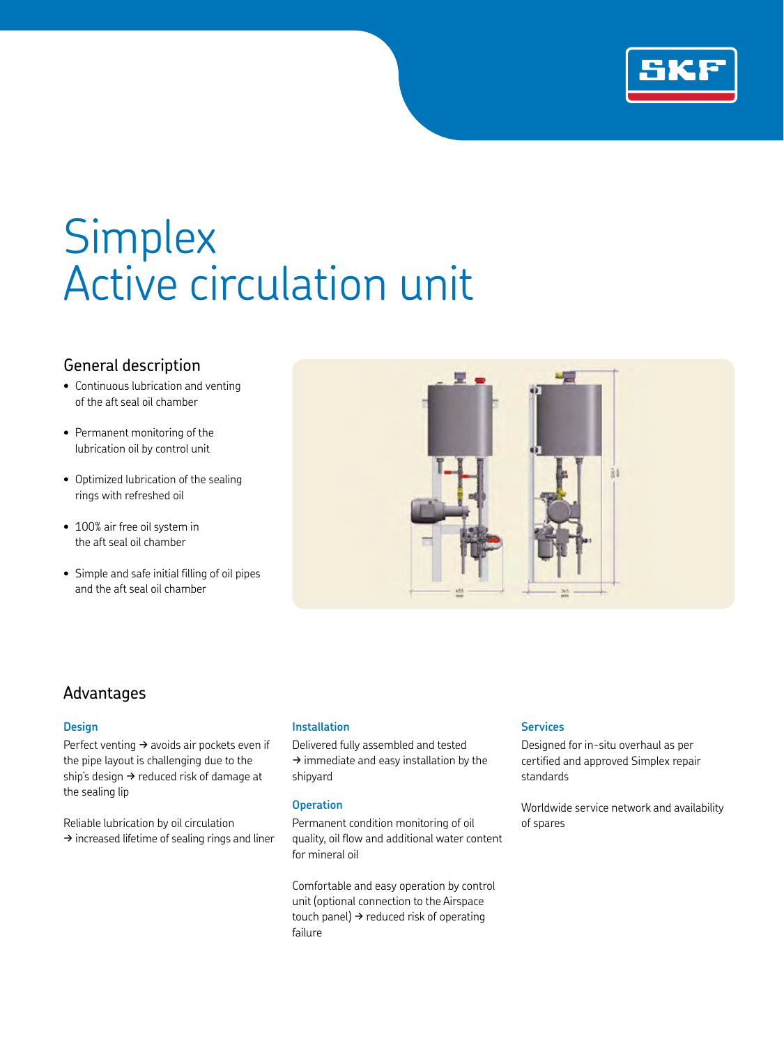# Simplex
# Active circulation unit

## General description

- Continuous lubrication and venting of the aft seal oil chamber
- Permanent monitoring of the lubrication oil by control unit
- Optimized lubrication of the sealing rings with refreshed oil
- 100% air free oil system in the aft seal oil chamber
- Simple and safe initial filling of oil pipes and the aft seal oil chamber

## Advantages

### Design

Perfect venting → avoids air pockets even if the pipe layout is challenging due to the ship's design → reduced risk of damage at the sealing lip

Reliable lubrication by oil circulation → increased lifetime of sealing rings and liner

### Installation

Delivered fully assembled and tested → immediate and easy installation by the shipyard

### Operation

Permanent condition monitoring of oil quality, oil flow and additional water content for mineral oil

Comfortable and easy operation by control unit (optional connection to the Airspace touch panel) → reduced risk of operating failure

### Services

Designed for in-situ overhaul as per certified and approved Simplex repair standards

Worldwide service network and availability of spares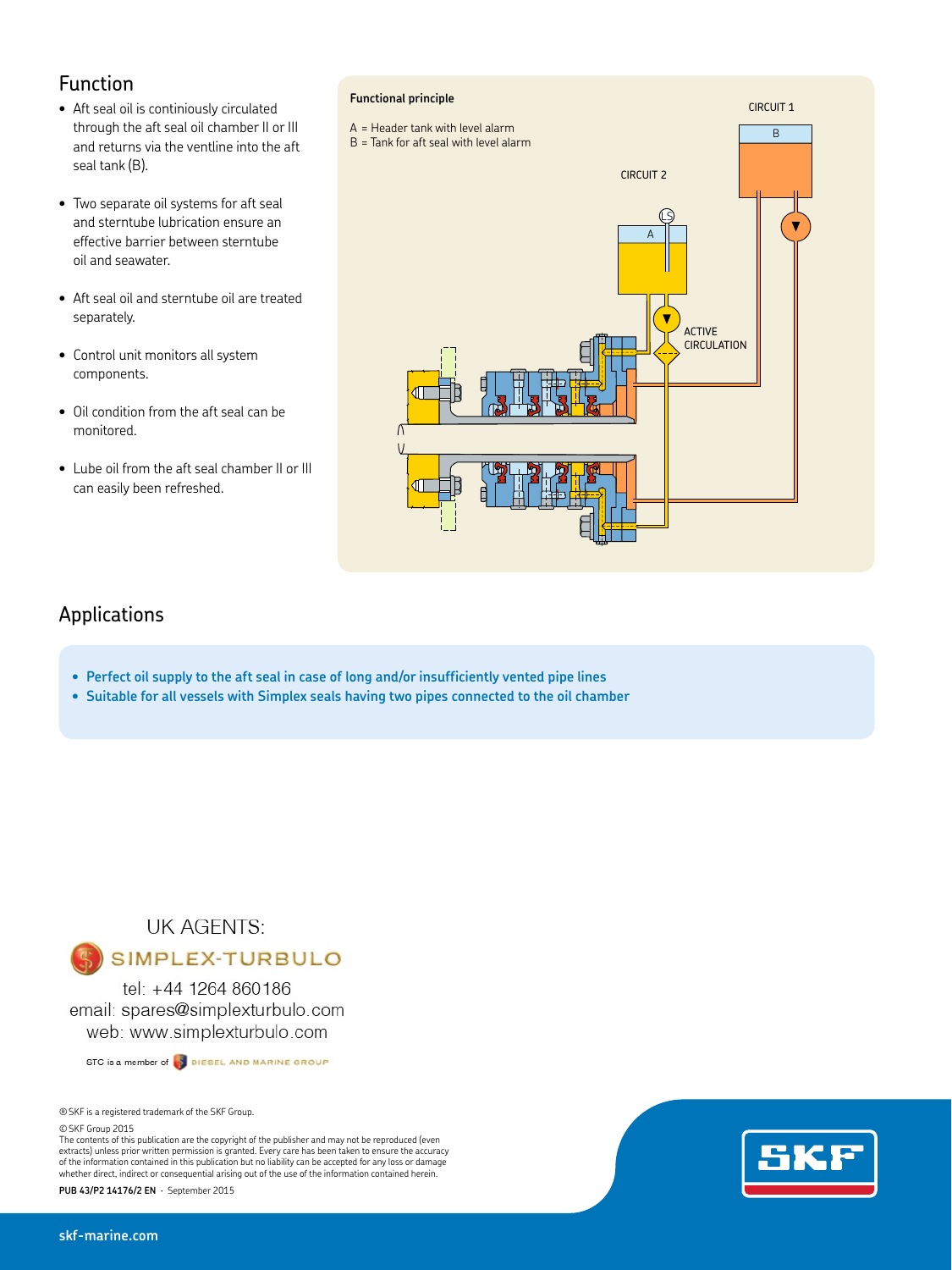## Function

- Aft seal oil is continiously circulated through the aft seal oil chamber II or III and returns via the ventline into the aft seal tank (B).
- Two separate oil systems for aft seal and sterntube lubrication ensure an effective barrier between sterntube oil and seawater.
- Aft seal oil and sterntube oil are treated separately.
- Control unit monitors all system components.
- Oil condition from the aft seal can be monitored.
- Lube oil from the aft seal chamber II or III can easily been refreshed.

**Functional principle**

A = Header tank with level alarm
B = Tank for aft seal with level alarm

CIRCUIT 1
B
CIRCUIT 2
LS
A
ACTIVE CIRCULATION

## Applications

- **Perfect oil supply to the aft seal in case of long and/or insufficiently vented pipe lines**
- **Suitable for all vessels with Simplex seals having two pipes connected to the oil chamber**

UK AGENTS:
SIMPLEX-TURBULO
tel: +44 1264 860186
email: spares@simplexturbulo.com
web: www.simplexturbulo.com

STC is a member of DIESEL AND MARINE GROUP

® SKF is a registered trademark of the SKF Group.

© SKF Group 2015
The contents of this publication are the copyright of the publisher and may not be reproduced (even extracts) unless prior written permission is granted. Every care has been taken to ensure the accuracy of the information contained in this publication but no liability can be accepted for any loss or damage whether direct, indirect or consequential arising out of the use of the information contained herein.

**PUB 43/P2 14176/2 EN** · September 2015

SKF

**skf-marine.com**